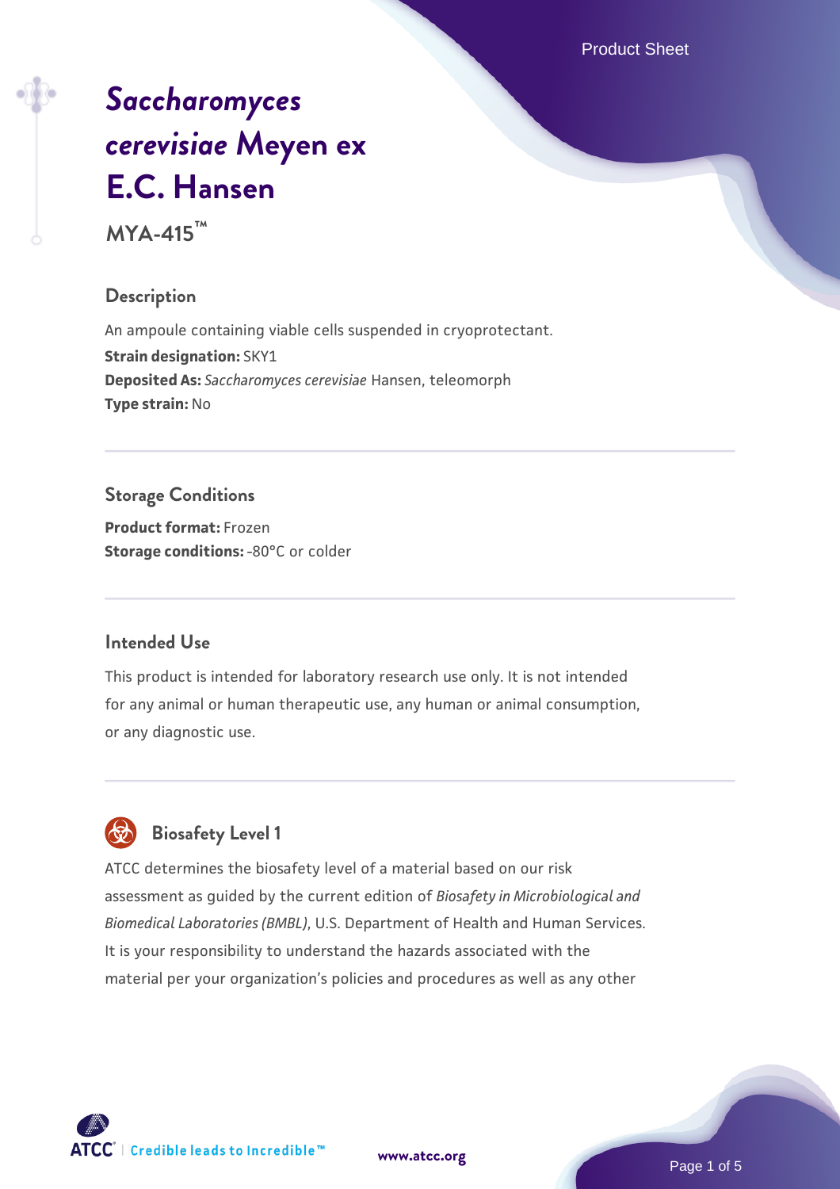# *Saccharomyces cerevisiae* Meyen ex E.C. Hansen

**MYA-415™**

## Description

An ampoule containing viable cells suspended in cryoprotectant.
**Strain designation:** SKY1
**Deposited As:** *Saccharomyces cerevisiae* Hansen, teleomorph
**Type strain:** No

## Storage Conditions

**Product format:** Frozen
**Storage conditions:** -80°C or colder

## Intended Use

This product is intended for laboratory research use only. It is not intended for any animal or human therapeutic use, any human or animal consumption, or any diagnostic use.

## Biosafety Level 1

ATCC determines the biosafety level of a material based on our risk assessment as guided by the current edition of *Biosafety in Microbiological and Biomedical Laboratories (BMBL)*, U.S. Department of Health and Human Services. It is your responsibility to understand the hazards associated with the material per your organization's policies and procedures as well as any other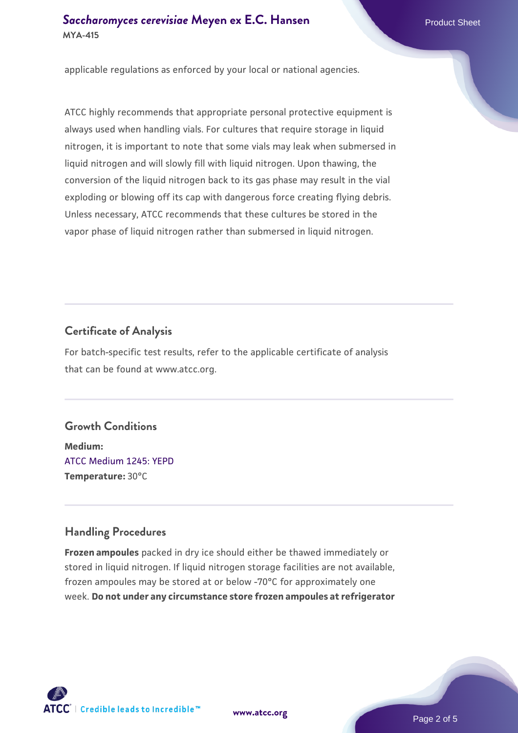applicable regulations as enforced by your local or national agencies.

ATCC highly recommends that appropriate personal protective equipment is always used when handling vials. For cultures that require storage in liquid nitrogen, it is important to note that some vials may leak when submersed in liquid nitrogen and will slowly fill with liquid nitrogen. Upon thawing, the conversion of the liquid nitrogen back to its gas phase may result in the vial exploding or blowing off its cap with dangerous force creating flying debris. Unless necessary, ATCC recommends that these cultures be stored in the vapor phase of liquid nitrogen rather than submersed in liquid nitrogen.

## Certificate of Analysis

For batch-specific test results, refer to the applicable certificate of analysis that can be found at www.atcc.org.

## Growth Conditions

**Medium:**
ATCC Medium 1245: YEPD
**Temperature:** 30°C

## Handling Procedures

**Frozen ampoules** packed in dry ice should either be thawed immediately or stored in liquid nitrogen. If liquid nitrogen storage facilities are not available, frozen ampoules may be stored at or below -70°C for approximately one week. **Do not under any circumstance store frozen ampoules at refrigerator**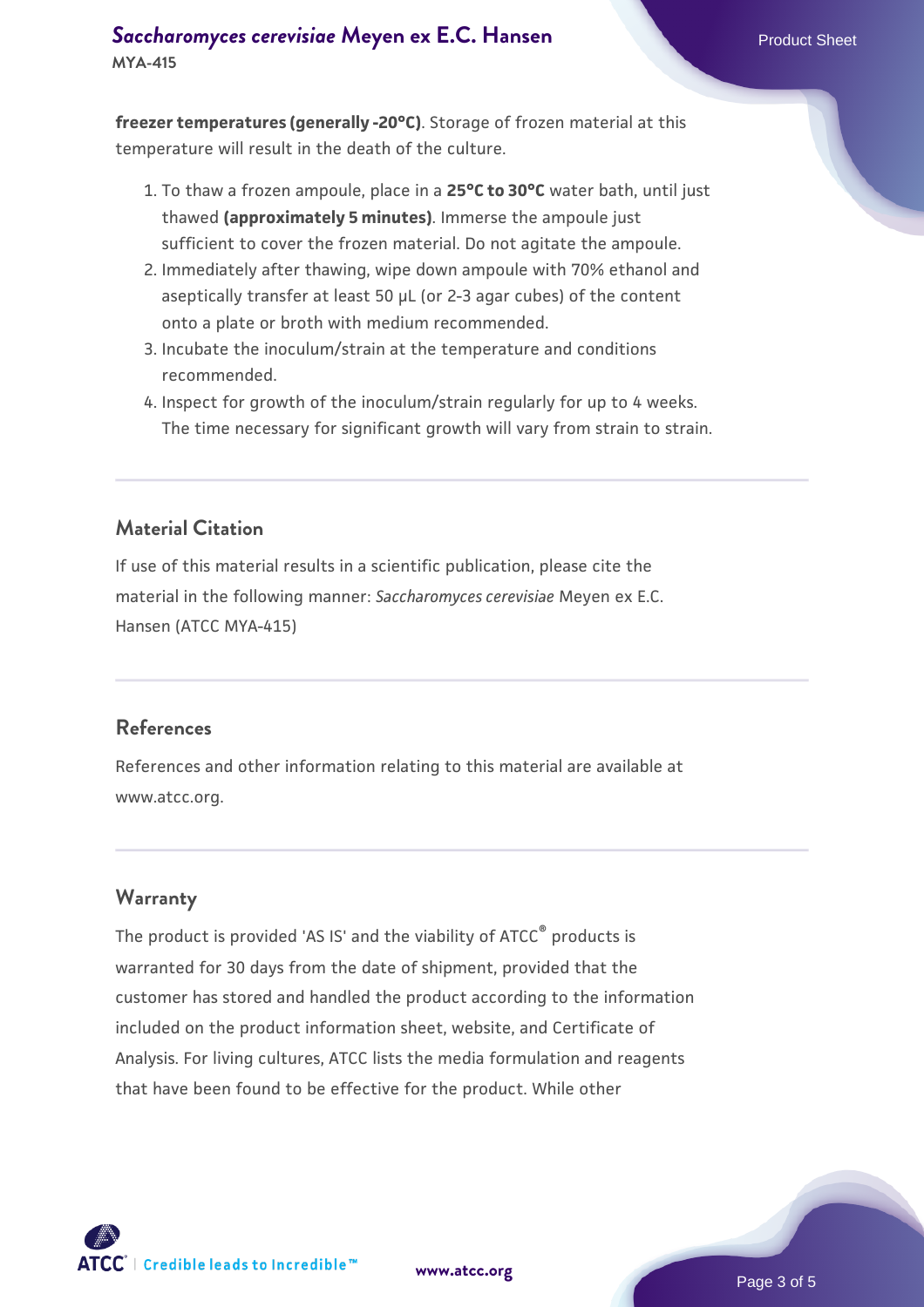**freezer temperatures (generally -20°C)**. Storage of frozen material at this temperature will result in the death of the culture.

1. To thaw a frozen ampoule, place in a **25°C to 30°C** water bath, until just thawed **(approximately 5 minutes)**. Immerse the ampoule just sufficient to cover the frozen material. Do not agitate the ampoule.
2. Immediately after thawing, wipe down ampoule with 70% ethanol and aseptically transfer at least 50 µL (or 2-3 agar cubes) of the content onto a plate or broth with medium recommended.
3. Incubate the inoculum/strain at the temperature and conditions recommended.
4. Inspect for growth of the inoculum/strain regularly for up to 4 weeks. The time necessary for significant growth will vary from strain to strain.

## Material Citation

If use of this material results in a scientific publication, please cite the material in the following manner: *Saccharomyces cerevisiae* Meyen ex E.C. Hansen (ATCC MYA-415)

## References

References and other information relating to this material are available at www.atcc.org.

## Warranty

The product is provided 'AS IS' and the viability of ATCC® products is warranted for 30 days from the date of shipment, provided that the customer has stored and handled the product according to the information included on the product information sheet, website, and Certificate of Analysis. For living cultures, ATCC lists the media formulation and reagents that have been found to be effective for the product. While other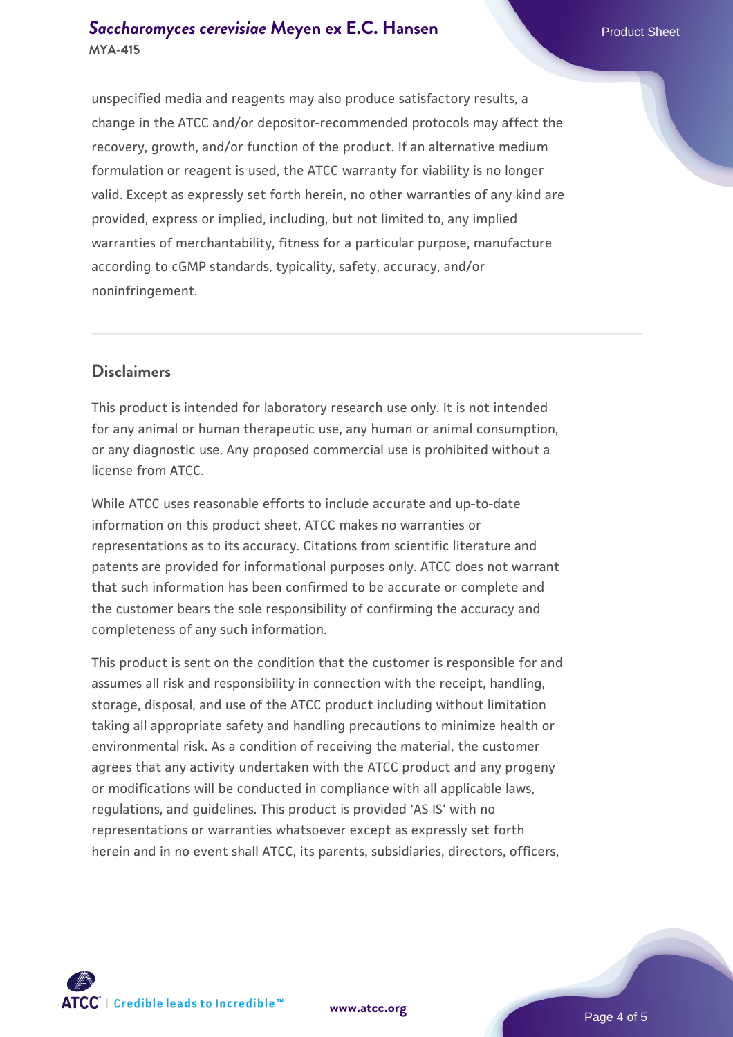unspecified media and reagents may also produce satisfactory results, a change in the ATCC and/or depositor-recommended protocols may affect the recovery, growth, and/or function of the product. If an alternative medium formulation or reagent is used, the ATCC warranty for viability is no longer valid. Except as expressly set forth herein, no other warranties of any kind are provided, express or implied, including, but not limited to, any implied warranties of merchantability, fitness for a particular purpose, manufacture according to cGMP standards, typicality, safety, accuracy, and/or noninfringement.

## Disclaimers

This product is intended for laboratory research use only. It is not intended for any animal or human therapeutic use, any human or animal consumption, or any diagnostic use. Any proposed commercial use is prohibited without a license from ATCC.

While ATCC uses reasonable efforts to include accurate and up-to-date information on this product sheet, ATCC makes no warranties or representations as to its accuracy. Citations from scientific literature and patents are provided for informational purposes only. ATCC does not warrant that such information has been confirmed to be accurate or complete and the customer bears the sole responsibility of confirming the accuracy and completeness of any such information.

This product is sent on the condition that the customer is responsible for and assumes all risk and responsibility in connection with the receipt, handling, storage, disposal, and use of the ATCC product including without limitation taking all appropriate safety and handling precautions to minimize health or environmental risk. As a condition of receiving the material, the customer agrees that any activity undertaken with the ATCC product and any progeny or modifications will be conducted in compliance with all applicable laws, regulations, and guidelines. This product is provided 'AS IS' with no representations or warranties whatsoever except as expressly set forth herein and in no event shall ATCC, its parents, subsidiaries, directors, officers,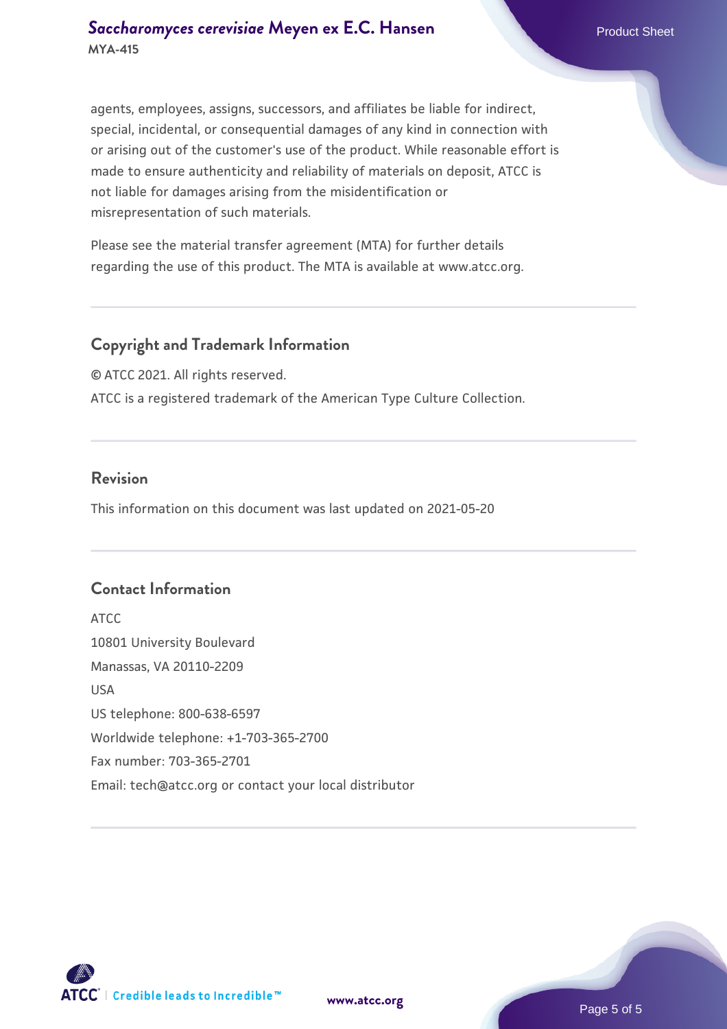agents, employees, assigns, successors, and affiliates be liable for indirect, special, incidental, or consequential damages of any kind in connection with or arising out of the customer's use of the product. While reasonable effort is made to ensure authenticity and reliability of materials on deposit, ATCC is not liable for damages arising from the misidentification or misrepresentation of such materials.

Please see the material transfer agreement (MTA) for further details regarding the use of this product. The MTA is available at www.atcc.org.

## Copyright and Trademark Information

© ATCC 2021. All rights reserved.

ATCC is a registered trademark of the American Type Culture Collection.

## Revision

This information on this document was last updated on 2021-05-20

## Contact Information

ATCC
10801 University Boulevard
Manassas, VA 20110-2209
USA
US telephone: 800-638-6597
Worldwide telephone: +1-703-365-2700
Fax number: 703-365-2701
Email: tech@atcc.org or contact your local distributor